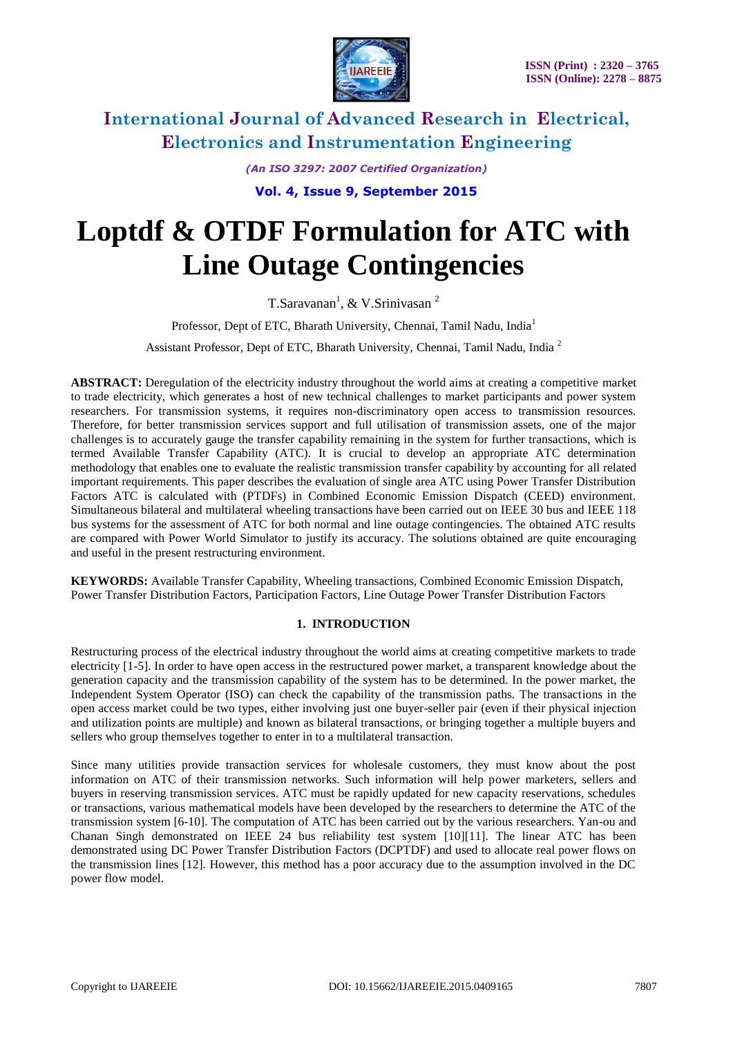# Loptdf & OTDF Formulation for ATC with Line Outage Contingencies

T.Saravanan[1], & V.Srinivasan [2]

Professor, Dept of ETC, Bharath University, Chennai, Tamil Nadu, India[1]

Assistant Professor, Dept of ETC, Bharath University, Chennai, Tamil Nadu, India [2]

**ABSTRACT:** Deregulation of the electricity industry throughout the world aims at creating a competitive market to trade electricity, which generates a host of new technical challenges to market participants and power system researchers. For transmission systems, it requires non-discriminatory open access to transmission resources. Therefore, for better transmission services support and full utilisation of transmission assets, one of the major challenges is to accurately gauge the transfer capability remaining in the system for further transactions, which is termed Available Transfer Capability (ATC). It is crucial to develop an appropriate ATC determination methodology that enables one to evaluate the realistic transmission transfer capability by accounting for all related important requirements. This paper describes the evaluation of single area ATC using Power Transfer Distribution Factors ATC is calculated with (PTDFs) in Combined Economic Emission Dispatch (CEED) environment. Simultaneous bilateral and multilateral wheeling transactions have been carried out on IEEE 30 bus and IEEE 118 bus systems for the assessment of ATC for both normal and line outage contingencies. The obtained ATC results are compared with Power World Simulator to justify its accuracy. The solutions obtained are quite encouraging and useful in the present restructuring environment.

**KEYWORDS:** Available Transfer Capability, Wheeling transactions, Combined Economic Emission Dispatch, Power Transfer Distribution Factors, Participation Factors, Line Outage Power Transfer Distribution Factors

## 1. INTRODUCTION

Restructuring process of the electrical industry throughout the world aims at creating competitive markets to trade electricity [1-5]. In order to have open access in the restructured power market, a transparent knowledge about the generation capacity and the transmission capability of the system has to be determined. In the power market, the Independent System Operator (ISO) can check the capability of the transmission paths. The transactions in the open access market could be two types, either involving just one buyer-seller pair (even if their physical injection and utilization points are multiple) and known as bilateral transactions, or bringing together a multiple buyers and sellers who group themselves together to enter in to a multilateral transaction.

Since many utilities provide transaction services for wholesale customers, they must know about the post information on ATC of their transmission networks. Such information will help power marketers, sellers and buyers in reserving transmission services. ATC must be rapidly updated for new capacity reservations, schedules or transactions, various mathematical models have been developed by the researchers to determine the ATC of the transmission system [6-10]. The computation of ATC has been carried out by the various researchers. Yan-ou and Chanan Singh demonstrated on IEEE 24 bus reliability test system [10][11]. The linear ATC has been demonstrated using DC Power Transfer Distribution Factors (DCPTDF) and used to allocate real power flows on the transmission lines [12]. However, this method has a poor accuracy due to the assumption involved in the DC power flow model.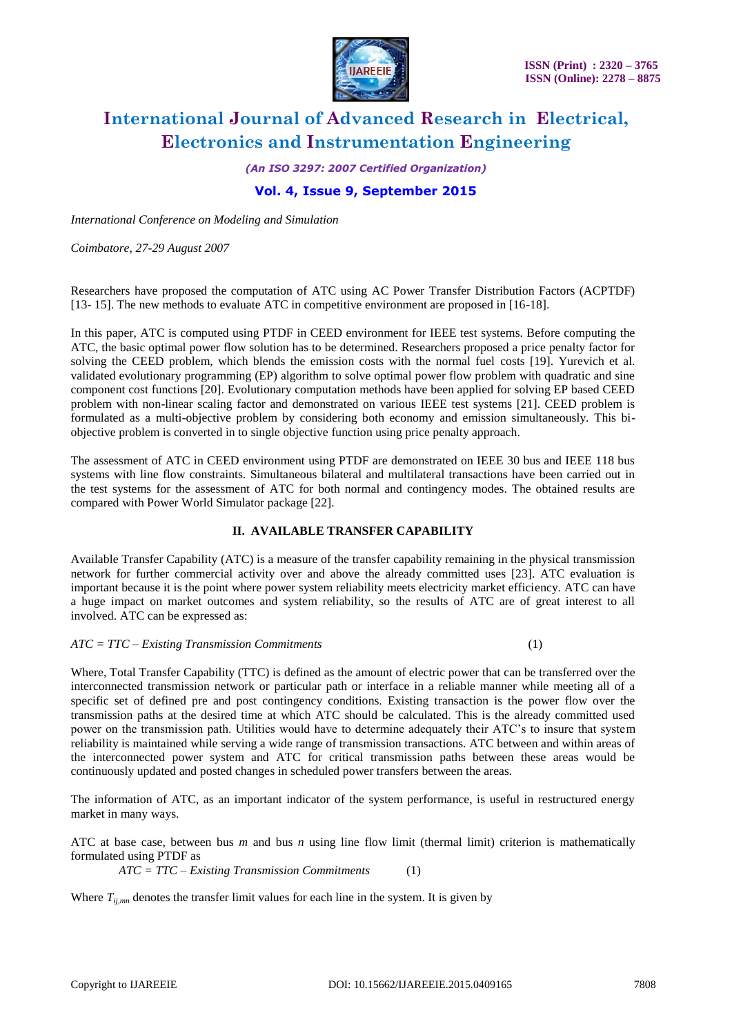Researchers have proposed the computation of ATC using AC Power Transfer Distribution Factors (ACPTDF) [13- 15]. The new methods to evaluate ATC in competitive environment are proposed in [16-18].

In this paper, ATC is computed using PTDF in CEED environment for IEEE test systems. Before computing the ATC, the basic optimal power flow solution has to be determined. Researchers proposed a price penalty factor for solving the CEED problem, which blends the emission costs with the normal fuel costs [19]. Yurevich et al. validated evolutionary programming (EP) algorithm to solve optimal power flow problem with quadratic and sine component cost functions [20]. Evolutionary computation methods have been applied for solving EP based CEED problem with non-linear scaling factor and demonstrated on various IEEE test systems [21]. CEED problem is formulated as a multi-objective problem by considering both economy and emission simultaneously. This bi-objective problem is converted in to single objective function using price penalty approach.

The assessment of ATC in CEED environment using PTDF are demonstrated on IEEE 30 bus and IEEE 118 bus systems with line flow constraints. Simultaneous bilateral and multilateral transactions have been carried out in the test systems for the assessment of ATC for both normal and contingency modes. The obtained results are compared with Power World Simulator package [22].

## II. AVAILABLE TRANSFER CAPABILITY

Available Transfer Capability (ATC) is a measure of the transfer capability remaining in the physical transmission network for further commercial activity over and above the already committed uses [23]. ATC evaluation is important because it is the point where power system reliability meets electricity market efficiency. ATC can have a huge impact on market outcomes and system reliability, so the results of ATC are of great interest to all involved. ATC can be expressed as:

$$ATC = TTC - Existing\ Transmission\ Commitments \quad (1)$$

Where, Total Transfer Capability (TTC) is defined as the amount of electric power that can be transferred over the interconnected transmission network or particular path or interface in a reliable manner while meeting all of a specific set of defined pre and post contingency conditions. Existing transaction is the power flow over the transmission paths at the desired time at which ATC should be calculated. This is the already committed used power on the transmission path. Utilities would have to determine adequately their ATC's to insure that system reliability is maintained while serving a wide range of transmission transactions. ATC between and within areas of the interconnected power system and ATC for critical transmission paths between these areas would be continuously updated and posted changes in scheduled power transfers between the areas.

The information of ATC, as an important indicator of the system performance, is useful in restructured energy market in many ways.

ATC at base case, between bus *m* and bus *n* using line flow limit (thermal limit) criterion is mathematically formulated using PTDF as

$$ATC = TTC - Existing\ Transmission\ Commitments \quad (1)$$

Where $T_{ij,mn}$ denotes the transfer limit values for each line in the system. It is given by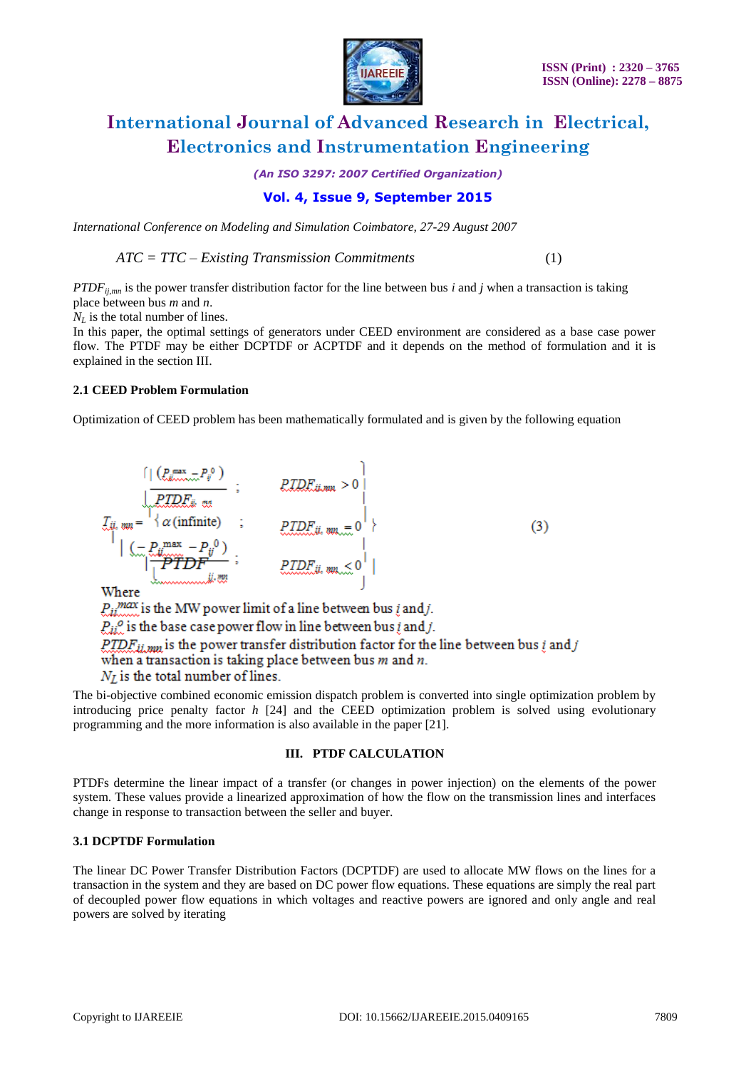International Conference on Modeling and Simulation Coimbatore, 27-29 August 2007

$$ATC = TTC - \text{Existing Transmission Commitments} \qquad (1)$$

$PTDF_{ij,mn}$ is the power transfer distribution factor for the line between bus $i$ and $j$ when a transaction is taking place between bus $m$ and $n$.

$N_L$ is the total number of lines.

In this paper, the optimal settings of generators under CEED environment are considered as a base case power flow. The PTDF may be either DCPTDF or ACPTDF and it depends on the method of formulation and it is explained in the section III.

### 2.1 CEED Problem Formulation

Optimization of CEED problem has been mathematically formulated and is given by the following equation

$$T_{ij,mn} = \begin{cases} \dfrac{(P_{ij}^{\max} - P_{ij}^{0})}{PTDF_{ij,mn}} \; ; & PTDF_{ij,mn} > 0 \\ \alpha \text{(infinite)} \; ; & PTDF_{ij,mn} = 0 \\ \dfrac{(-P_{ij}^{\max} - P_{ij}^{0})}{PTDF_{ij,mn}} \; ; & PTDF_{ij,mn} < 0 \end{cases} \qquad (3)$$

Where

$P_{ij}^{max}$ is the MW power limit of a line between bus $i$ and $j$.

$P_{ij}^{o}$ is the base case power flow in line between bus $i$ and $j$.

$PTDF_{ij,mn}$ is the power transfer distribution factor for the line between bus $i$ and $j$ when a transaction is taking place between bus $m$ and $n$.

$N_L$ is the total number of lines.

The bi-objective combined economic emission dispatch problem is converted into single optimization problem by introducing price penalty factor $h$ [24] and the CEED optimization problem is solved using evolutionary programming and the more information is also available in the paper [21].

## III. PTDF CALCULATION

PTDFs determine the linear impact of a transfer (or changes in power injection) on the elements of the power system. These values provide a linearized approximation of how the flow on the transmission lines and interfaces change in response to transaction between the seller and buyer.

### 3.1 DCPTDF Formulation

The linear DC Power Transfer Distribution Factors (DCPTDF) are used to allocate MW flows on the lines for a transaction in the system and they are based on DC power flow equations. These equations are simply the real part of decoupled power flow equations in which voltages and reactive powers are ignored and only angle and real powers are solved by iterating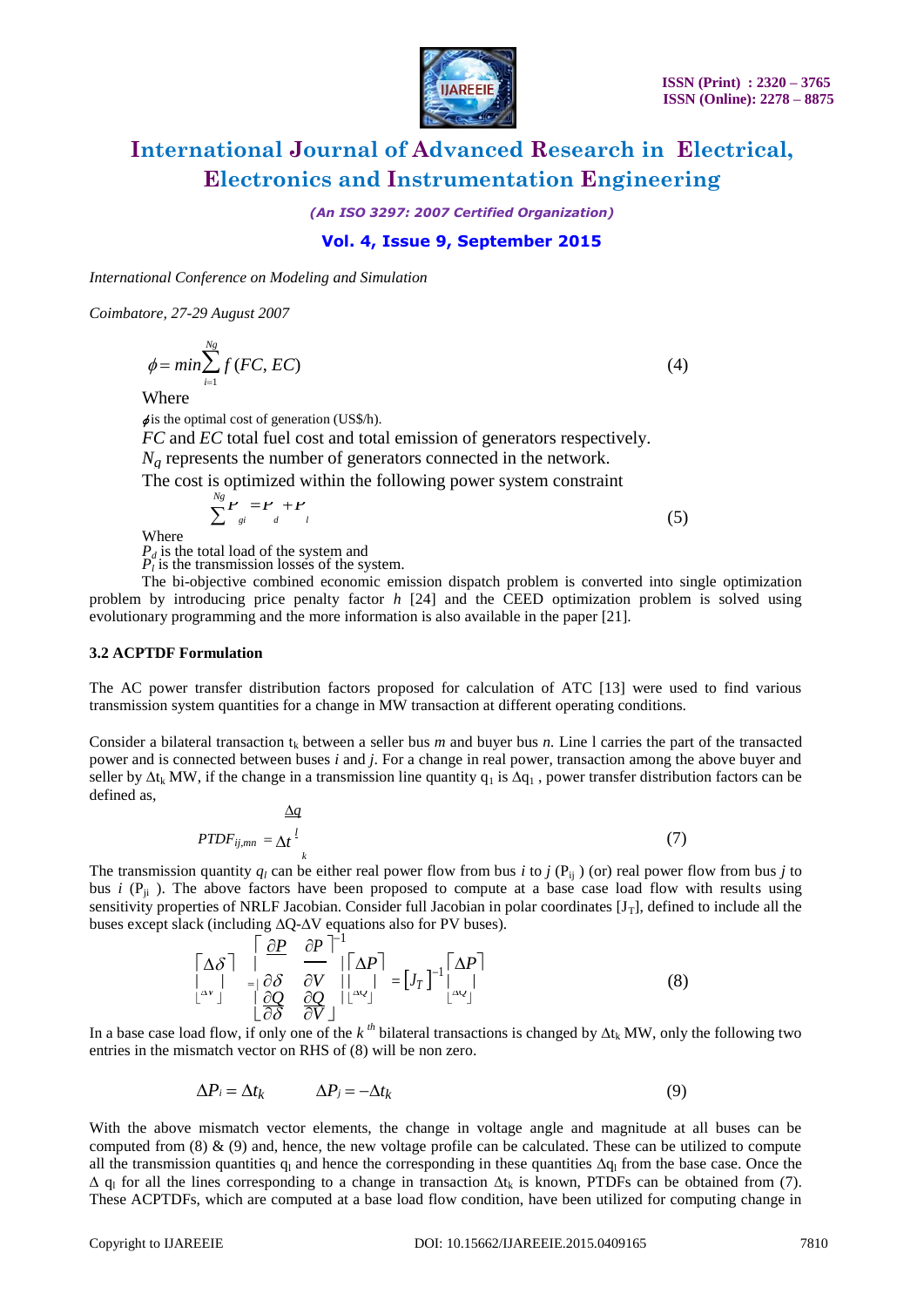$$\phi = min\sum_{i=1}^{Ng} f(FC, EC) \qquad (4)$$

Where

$\phi$ is the optimal cost of generation (US$/h).

$FC$ and $EC$ total fuel cost and total emission of generators respectively.

$N_q$ represents the number of generators connected in the network.

The cost is optimized within the following power system constraint

$$\sum^{Ng} P_{gi} = P_d + P_l \qquad (5)$$

Where

$P_d$ is the total load of the system and

$P_l$ is the transmission losses of the system.

The bi-objective combined economic emission dispatch problem is converted into single optimization problem by introducing price penalty factor $h$ [24] and the CEED optimization problem is solved using evolutionary programming and the more information is also available in the paper [21].

### 3.2 ACPTDF Formulation

The AC power transfer distribution factors proposed for calculation of ATC [13] were used to find various transmission system quantities for a change in MW transaction at different operating conditions.

Consider a bilateral transaction $t_k$ between a seller bus $m$ and buyer bus $n$. Line l carries the part of the transacted power and is connected between buses $i$ and $j$. For a change in real power, transaction among the above buyer and seller by $\Delta t_k$ MW, if the change in a transmission line quantity $q_1$ is $\Delta q_1$ , power transfer distribution factors can be defined as,

$$PTDF_{ij,mn} = \frac{\Delta q_l}{\Delta t_k} \qquad (7)$$

The transmission quantity $q_l$ can be either real power flow from bus $i$ to $j$ ($P_{ij}$ ) (or) real power flow from bus $j$ to bus $i$ ($P_{ji}$ ). The above factors have been proposed to compute at a base case load flow with results using sensitivity properties of NRLF Jacobian. Consider full Jacobian in polar coordinates [$J_T$], defined to include all the buses except slack (including ΔQ-ΔV equations also for PV buses).

$$\begin{bmatrix} \Delta\delta \\ \Delta V \end{bmatrix} = \begin{bmatrix} \frac{\partial P}{\partial \delta} & \frac{\partial P}{\partial V} \\ \frac{\partial Q}{\partial \delta} & \frac{\partial Q}{\partial V} \end{bmatrix}^{-1} \begin{bmatrix} \Delta P \\ \Delta Q \end{bmatrix} = \left[J_T\right]^{-1} \begin{bmatrix} \Delta P \\ \Delta Q \end{bmatrix} \qquad (8)$$

In a base case load flow, if only one of the $k^{th}$ bilateral transactions is changed by $\Delta t_k$ MW, only the following two entries in the mismatch vector on RHS of (8) will be non zero.

$$\Delta P_i = \Delta t_k \qquad \Delta P_j = -\Delta t_k \qquad (9)$$

With the above mismatch vector elements, the change in voltage angle and magnitude at all buses can be computed from (8) & (9) and, hence, the new voltage profile can be calculated. These can be utilized to compute all the transmission quantities $q_l$ and hence the corresponding in these quantities $\Delta q_l$ from the base case. Once the $\Delta q_l$ for all the lines corresponding to a change in transaction $\Delta t_k$ is known, PTDFs can be obtained from (7). These ACPTDFs, which are computed at a base load flow condition, have been utilized for computing change in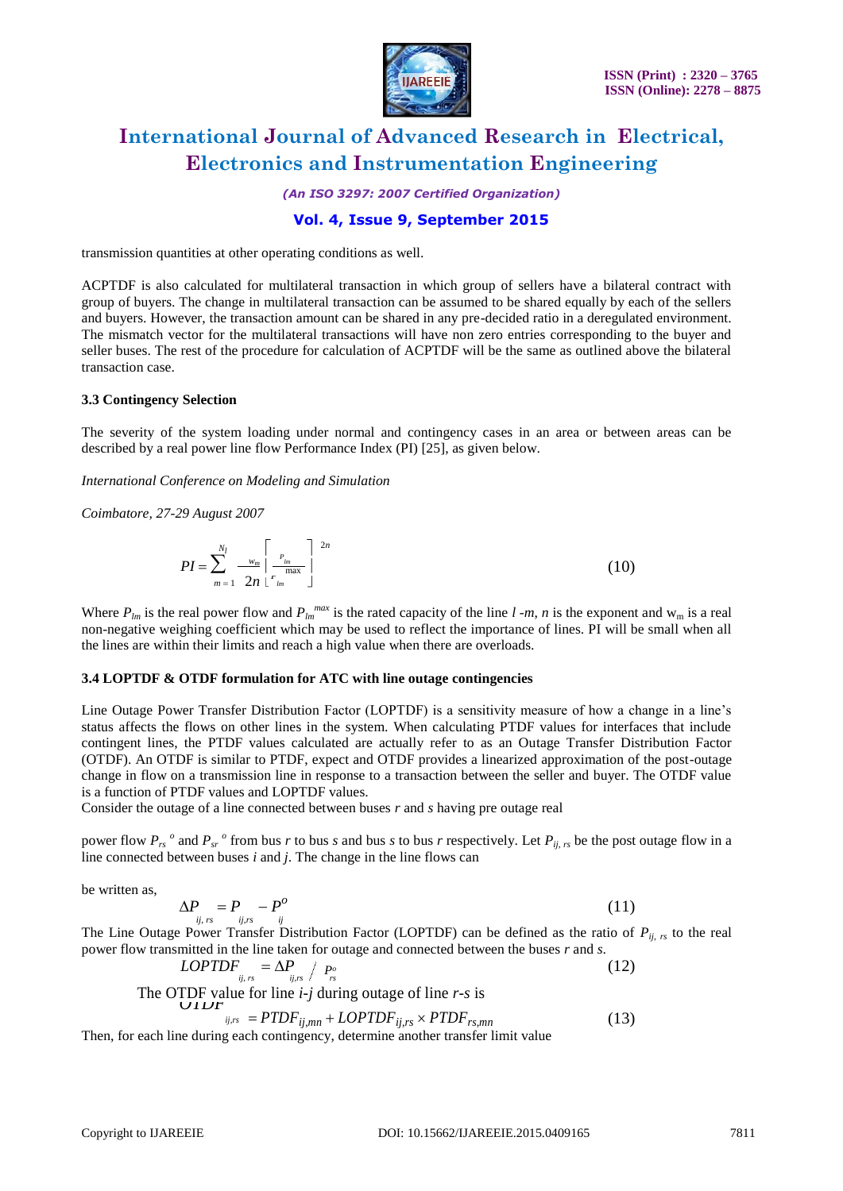transmission quantities at other operating conditions as well.

ACPTDF is also calculated for multilateral transaction in which group of sellers have a bilateral contract with group of buyers. The change in multilateral transaction can be assumed to be shared equally by each of the sellers and buyers. However, the transaction amount can be shared in any pre-decided ratio in a deregulated environment. The mismatch vector for the multilateral transactions will have non zero entries corresponding to the buyer and seller buses. The rest of the procedure for calculation of ACPTDF will be the same as outlined above the bilateral transaction case.

### 3.3 Contingency Selection

The severity of the system loading under normal and contingency cases in an area or between areas can be described by a real power line flow Performance Index (PI) [25], as given below.

*International Conference on Modeling and Simulation*

*Coimbatore, 27-29 August 2007*

$$PI = \sum_{m=1}^{N_l} \frac{w_m}{2n} \left[ \frac{P_{lm}}{P_{lm}^{\max}} \right]^{2n} \tag{10}$$

Where $P_{lm}$ is the real power flow and $P_{lm}^{max}$ is the rated capacity of the line $l$ -$m$, $n$ is the exponent and $w_m$ is a real non-negative weighing coefficient which may be used to reflect the importance of lines. PI will be small when all the lines are within their limits and reach a high value when there are overloads.

### 3.4 LOPTDF & OTDF formulation for ATC with line outage contingencies

Line Outage Power Transfer Distribution Factor (LOPTDF) is a sensitivity measure of how a change in a line's status affects the flows on other lines in the system. When calculating PTDF values for interfaces that include contingent lines, the PTDF values calculated are actually refer to as an Outage Transfer Distribution Factor (OTDF). An OTDF is similar to PTDF, expect and OTDF provides a linearized approximation of the post-outage change in flow on a transmission line in response to a transaction between the seller and buyer. The OTDF value is a function of PTDF values and LOPTDF values.
Consider the outage of a line connected between buses $r$ and $s$ having pre outage real

power flow $P_{rs}^{\,o}$ and $P_{sr}^{\,o}$ from bus $r$ to bus $s$ and bus $s$ to bus $r$ respectively. Let $P_{ij,\,rs}$ be the post outage flow in a line connected between buses $i$ and $j$. The change in the line flows can

be written as,

$$\Delta P_{ij,\,rs} = P_{ij,rs} - P_{ij}^{o} \tag{11}$$

The Line Outage Power Transfer Distribution Factor (LOPTDF) can be defined as the ratio of $P_{ij,\,rs}$ to the real power flow transmitted in the line taken for outage and connected between the buses $r$ and $s$.

$$LOPTDF_{ij,\,rs} = \Delta P_{ij,rs} \,/\, P_{rs}^{o} \tag{12}$$

The OTDF value for line $i$-$j$ during outage of line $r$-$s$ is

$$OTDF_{ij,rs} = PTDF_{ij,mn} + LOPTDF_{ij,rs} \times PTDF_{rs,mn} \tag{13}$$

Then, for each line during each contingency, determine another transfer limit value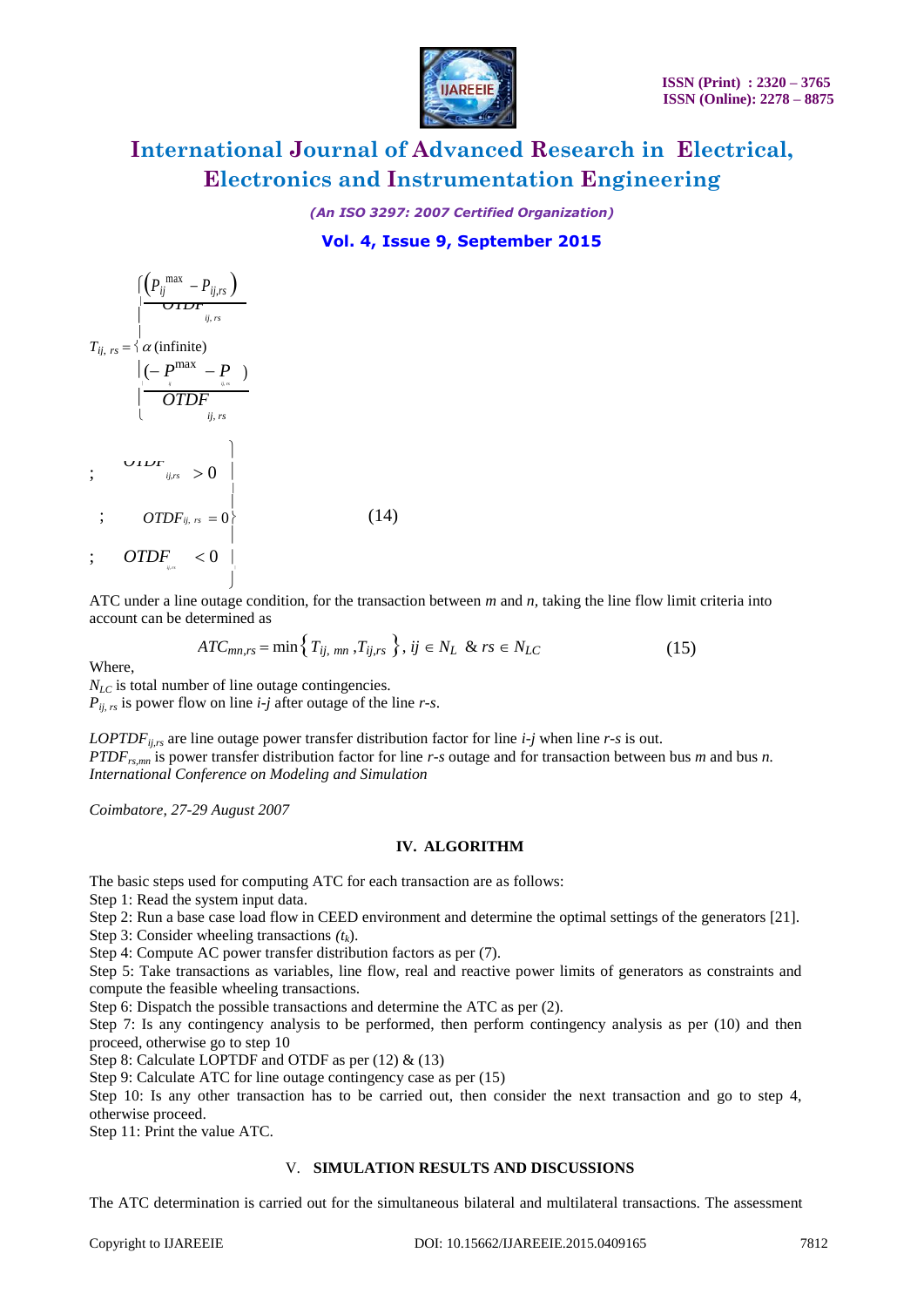$$T_{ij,\,rs} = \begin{cases} \dfrac{\left(P_{ij}^{\max} - P_{ij,rs}\right)}{OTDF_{ij,\,rs}} & ; \quad OTDF_{ij,rs} > 0 \\ \alpha \text{ (infinite)} & ; \quad OTDF_{ij,\,rs} = 0 \\ \dfrac{\left(-P_{ij}^{\max} - P_{ij,rs}\right)}{OTDF_{ij,\,rs}} & ; \quad OTDF_{ij,rs} < 0 \end{cases} \tag{14}$$

ATC under a line outage condition, for the transaction between $m$ and $n$, taking the line flow limit criteria into account can be determined as

$$ATC_{mn,rs} = \min\left\{ T_{ij,\,mn}, T_{ij,rs} \right\},\; ij \in N_L \;\; \& \; rs \in N_{LC} \tag{15}$$

Where,

$N_{LC}$ is total number of line outage contingencies.
$P_{ij,\,rs}$ is power flow on line $i$-$j$ after outage of the line $r$-$s$.

$LOPTDF_{ij,rs}$ are line outage power transfer distribution factor for line $i$-$j$ when line $r$-$s$ is out.
$PTDF_{rs,mn}$ is power transfer distribution factor for line $r$-$s$ outage and for transaction between bus $m$ and bus $n$.
*International Conference on Modeling and Simulation*

*Coimbatore, 27-29 August 2007*

## IV. ALGORITHM

The basic steps used for computing ATC for each transaction are as follows:

Step 1: Read the system input data.
Step 2: Run a base case load flow in CEED environment and determine the optimal settings of the generators [21].
Step 3: Consider wheeling transactions $(t_k)$.
Step 4: Compute AC power transfer distribution factors as per (7).
Step 5: Take transactions as variables, line flow, real and reactive power limits of generators as constraints and compute the feasible wheeling transactions.
Step 6: Dispatch the possible transactions and determine the ATC as per (2).
Step 7: Is any contingency analysis to be performed, then perform contingency analysis as per (10) and then proceed, otherwise go to step 10
Step 8: Calculate LOPTDF and OTDF as per (12) & (13)
Step 9: Calculate ATC for line outage contingency case as per (15)
Step 10: Is any other transaction has to be carried out, then consider the next transaction and go to step 4, otherwise proceed.
Step 11: Print the value ATC.

## V. SIMULATION RESULTS AND DISCUSSIONS

The ATC determination is carried out for the simultaneous bilateral and multilateral transactions. The assessment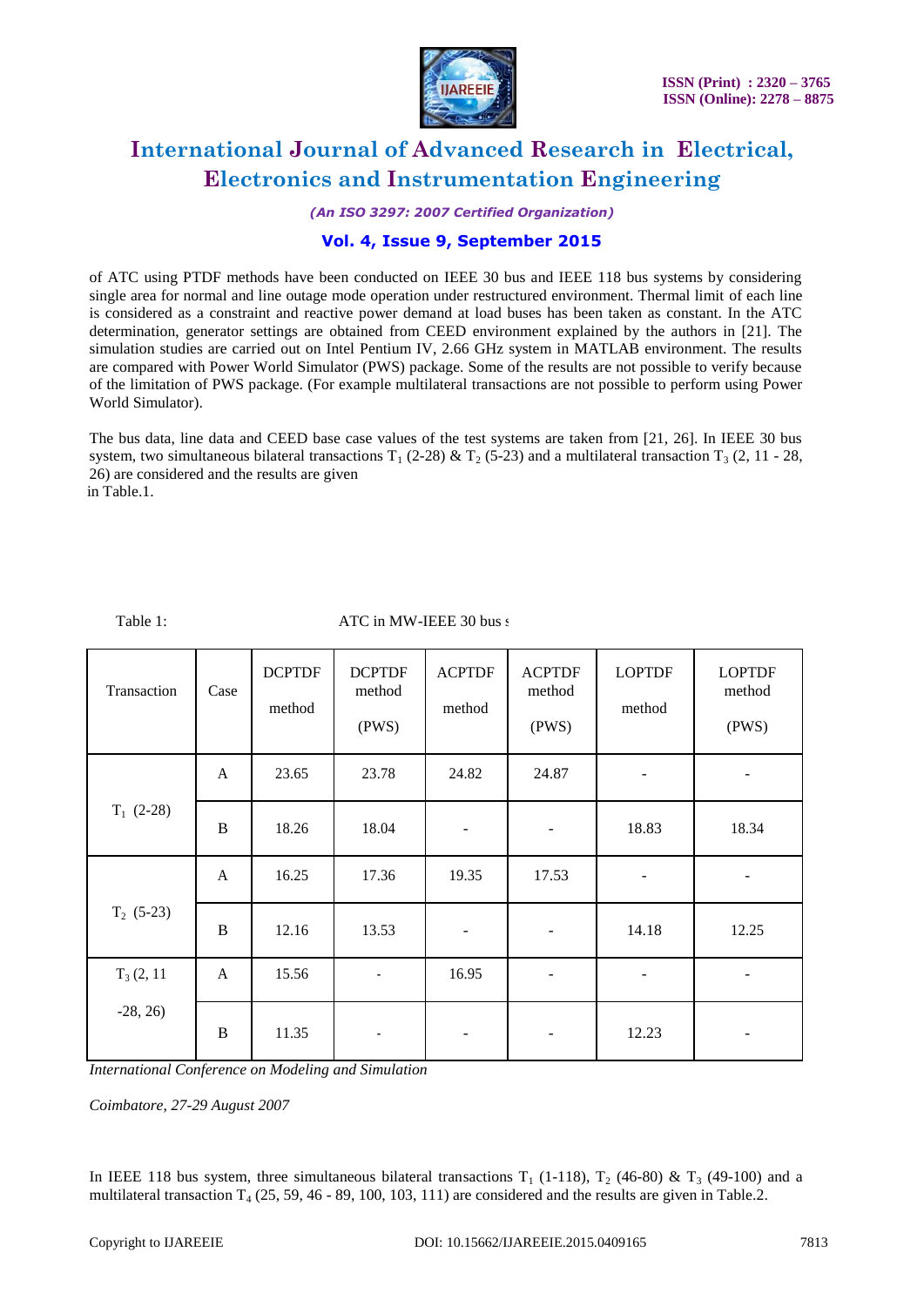of ATC using PTDF methods have been conducted on IEEE 30 bus and IEEE 118 bus systems by considering single area for normal and line outage mode operation under restructured environment. Thermal limit of each line is considered as a constraint and reactive power demand at load buses has been taken as constant. In the ATC determination, generator settings are obtained from CEED environment explained by the authors in [21]. The simulation studies are carried out on Intel Pentium IV, 2.66 GHz system in MATLAB environment. The results are compared with Power World Simulator (PWS) package. Some of the results are not possible to verify because of the limitation of PWS package. (For example multilateral transactions are not possible to perform using Power World Simulator).

The bus data, line data and CEED base case values of the test systems are taken from [21, 26]. In IEEE 30 bus system, two simultaneous bilateral transactions $T_1$ (2-28) & $T_2$ (5-23) and a multilateral transaction $T_3$ (2, 11 - 28, 26) are considered and the results are given in Table.1.

Table 1: ATC in MW-IEEE 30 bus s

| Transaction | Case | DCPTDF method | DCPTDF method (PWS) | ACPTDF method | ACPTDF method (PWS) | LOPTDF method | LOPTDF method (PWS) |
|---|---|---|---|---|---|---|---|
| $T_1$ (2-28) | A | 23.65 | 23.78 | 24.82 | 24.87 | - | - |
| | B | 18.26 | 18.04 | - | - | 18.83 | 18.34 |
| $T_2$ (5-23) | A | 16.25 | 17.36 | 19.35 | 17.53 | - | - |
| | B | 12.16 | 13.53 | - | - | 14.18 | 12.25 |
| $T_3$ (2, 11 -28, 26) | A | 15.56 | - | 16.95 | - | - | - |
| | B | 11.35 | - | - | - | 12.23 | - |

*International Conference on Modeling and Simulation*

*Coimbatore, 27-29 August 2007*

In IEEE 118 bus system, three simultaneous bilateral transactions $T_1$ (1-118), $T_2$ (46-80) & $T_3$ (49-100) and a multilateral transaction $T_4$ (25, 59, 46 - 89, 100, 103, 111) are considered and the results are given in Table.2.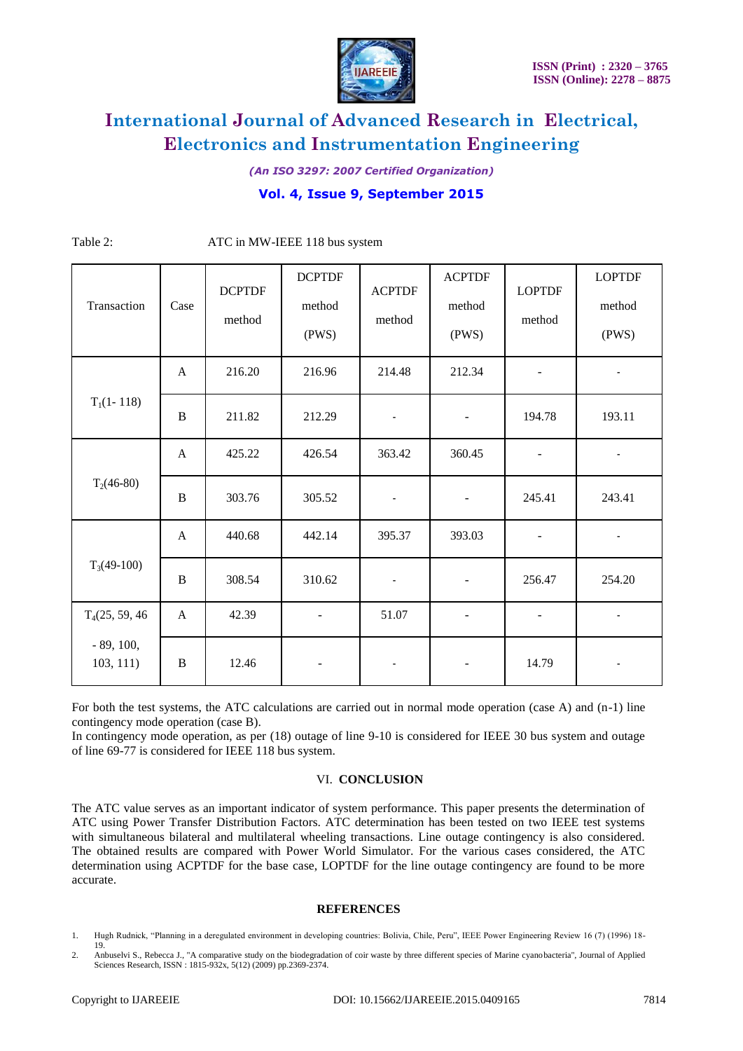Table 2: ATC in MW-IEEE 118 bus system

| Transaction | Case | DCPTDF method | DCPTDF method (PWS) | ACPTDF method | ACPTDF method (PWS) | LOPTDF method | LOPTDF method (PWS) |
|---|---|---|---|---|---|---|---|
| $T_1$(1- 118) | A | 216.20 | 216.96 | 214.48 | 212.34 | - | - |
| | B | 211.82 | 212.29 | - | - | 194.78 | 193.11 |
| $T_2$(46-80) | A | 425.22 | 426.54 | 363.42 | 360.45 | - | - |
| | B | 303.76 | 305.52 | - | - | 245.41 | 243.41 |
| $T_3$(49-100) | A | 440.68 | 442.14 | 395.37 | 393.03 | - | - |
| | B | 308.54 | 310.62 | - | - | 256.47 | 254.20 |
| $T_4$(25, 59, 46 - 89, 100, 103, 111) | A | 42.39 | - | 51.07 | - | - | - |
| | B | 12.46 | - | - | - | 14.79 | - |

For both the test systems, the ATC calculations are carried out in normal mode operation (case A) and (n-1) line contingency mode operation (case B).
In contingency mode operation, as per (18) outage of line 9-10 is considered for IEEE 30 bus system and outage of line 69-77 is considered for IEEE 118 bus system.

## VI. CONCLUSION

The ATC value serves as an important indicator of system performance. This paper presents the determination of ATC using Power Transfer Distribution Factors. ATC determination has been tested on two IEEE test systems with simultaneous bilateral and multilateral wheeling transactions. Line outage contingency is also considered. The obtained results are compared with Power World Simulator. For the various cases considered, the ATC determination using ACPTDF for the base case, LOPTDF for the line outage contingency are found to be more accurate.

## REFERENCES

1. Hugh Rudnick, "Planning in a deregulated environment in developing countries: Bolivia, Chile, Peru", IEEE Power Engineering Review 16 (7) (1996) 18-19.
2. Anbuselvi S., Rebecca J., "A comparative study on the biodegradation of coir waste by three different species of Marine cyanobacteria", Journal of Applied Sciences Research, ISSN : 1815-932x, 5(12) (2009) pp.2369-2374.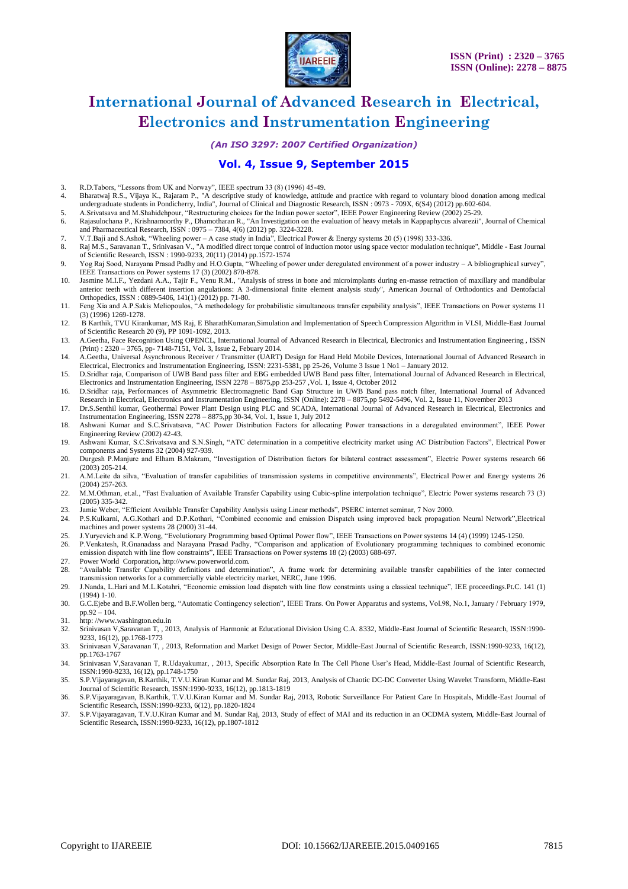3. R.D.Tabors, “Lessons from UK and Norway”, IEEE spectrum 33 (8) (1996) 45-49.
4. Bharatwaj R.S., Vijaya K., Rajaram P., "A descriptive study of knowledge, attitude and practice with regard to voluntary blood donation among medical undergraduate students in Pondicherry, India", Journal of Clinical and Diagnostic Research, ISSN : 0973 - 709X, 6(S4) (2012) pp.602-604.
5. A.Srivatsava and M.Shahidehpour, “Restructuring choices for the Indian power sector”, IEEE Power Engineering Review (2002) 25-29.
6. Rajasulochana P., Krishnamoorthy P., Dhamotharan R., "An Investigation on the evaluation of heavy metals in Kappaphycus alvarezii", Journal of Chemical and Pharmaceutical Research, ISSN : 0975 – 7384, 4(6) (2012) pp. 3224-3228.
7. V.T.Baji and S.Ashok, “Wheeling power – A case study in India”, Electrical Power & Energy systems 20 (5) (1998) 333-336.
8. Raj M.S., Saravanan T., Srinivasan V., "A modified direct torque control of induction motor using space vector modulation technique", Middle - East Journal of Scientific Research, ISSN : 1990-9233, 20(11) (2014) pp.1572-1574
9. Yog Raj Sood, Narayana Prasad Padhy and H.O.Gupta, “Wheeling of power under deregulated environment of a power industry – A bibliographical survey”, IEEE Transactions on Power systems 17 (3) (2002) 870-878.
10. Jasmine M.I.F., Yezdani A.A., Tajir F., Venu R.M., "Analysis of stress in bone and microimplants during en-masse retraction of maxillary and mandibular anterior teeth with different insertion angulations: A 3-dimensional finite element analysis study", American Journal of Orthodontics and Dentofacial Orthopedics, ISSN : 0889-5406, 141(1) (2012) pp. 71-80.
11. Feng Xia and A.P.Sakis Meliopoulos, “A methodology for probabilistic simultaneous transfer capability analysis”, IEEE Transactions on Power systems 11 (3) (1996) 1269-1278.
12. B Karthik, TVU Kirankumar, MS Raj, E BharathKumaran,Simulation and Implementation of Speech Compression Algorithm in VLSI, Middle-East Journal of Scientific Research 20 (9), PP 1091-1092, 2013.
13. A.Geetha, Face Recognition Using OPENCL, International Journal of Advanced Research in Electrical, Electronics and Instrumentation Engineering , ISSN (Print) : 2320 – 3765, pp- 7148-7151, Vol. 3, Issue 2, Febuary 2014.
14. A.Geetha, Universal Asynchronous Receiver / Transmitter (UART) Design for Hand Held Mobile Devices, International Journal of Advanced Research in Electrical, Electronics and Instrumentation Engineering, ISSN: 2231-5381, pp 25-26, Volume 3 Issue 1 No1 – January 2012.
15. D.Sridhar raja, Comparison of UWB Band pass filter and EBG embedded UWB Band pass filter, International Journal of Advanced Research in Electrical, Electronics and Instrumentation Engineering, ISSN 2278 – 8875,pp 253-257 ,Vol. 1, Issue 4, October 2012
16. D.Sridhar raja, Performances of Asymmetric Electromagnetic Band Gap Structure in UWB Band pass notch filter, International Journal of Advanced Research in Electrical, Electronics and Instrumentation Engineering, ISSN (Online): 2278 – 8875,pp 5492-5496, Vol. 2, Issue 11, November 2013
17. Dr.S.Senthil kumar, Geothermal Power Plant Design using PLC and SCADA, International Journal of Advanced Research in Electrical, Electronics and Instrumentation Engineering, ISSN 2278 – 8875,pp 30-34, Vol. 1, Issue 1, July 2012
18. Ashwani Kumar and S.C.Srivatsava, “AC Power Distribution Factors for allocating Power transactions in a deregulated environment”, IEEE Power Engineering Review (2002) 42-43.
19. Ashwani Kumar, S.C.Srivatsava and S.N.Singh, “ATC determination in a competitive electricity market using AC Distribution Factors”, Electrical Power components and Systems 32 (2004) 927-939.
20. Durgesh P.Manjure and Elham B.Makram, “Investigation of Distribution factors for bilateral contract assessment”, Electric Power systems research 66 (2003) 205-214.
21. A.M.Leite da silva, “Evaluation of transfer capabilities of transmission systems in competitive environments”, Electrical Power and Energy systems 26 (2004) 257-263.
22. M.M.Othman, et.al., “Fast Evaluation of Available Transfer Capability using Cubic-spline interpolation technique”, Electric Power systems research 73 (3) (2005) 335-342.
23. Jamie Weber, “Efficient Available Transfer Capability Analysis using Linear methods”, PSERC internet seminar, 7 Nov 2000.
24. P.S.Kulkarni, A.G.Kothari and D.P.Kothari, “Combined economic and emission Dispatch using improved back propagation Neural Network”,Electrical machines and power systems 28 (2000) 31-44.
25. J.Yuryevich and K.P.Wong, “Evolutionary Programming based Optimal Power flow”, IEEE Transactions on Power systems 14 (4) (1999) 1245-1250.
26. P.Venkatesh, R.Gnanadass and Narayana Prasad Padhy, “Comparison and application of Evolutionary programming techniques to combined economic emission dispatch with line flow constraints”, IEEE Transactions on Power systems 18 (2) (2003) 688-697.
27. Power World Corporation**,** http://www.powerworld.com.
28. “Available Transfer Capability definitions and determination”, A frame work for determining available transfer capabilities of the inter connected transmission networks for a commercially viable electricity market, NERC, June 1996.
29. J.Nanda, L.Hari and M.L.Kotahri, “Economic emission load dispatch with line flow constraints using a classical technique”, IEE proceedings.Pt.C. 141 (1) (1994) 1-10.
30. G.C.Ejebe and B.F.Wollen berg, “Automatic Contingency selection”, IEEE Trans. On Power Apparatus and systems, Vol.98, No.1, January / February 1979, pp.92 – 104.
31. http: //www.washington.edu.in
32. Srinivasan V,Saravanan T, , 2013, Analysis of Harmonic at Educational Division Using C.A. 8332, Middle-East Journal of Scientific Research, ISSN:1990-9233, 16(12), pp.1768-1773
33. Srinivasan V,Saravanan T, , 2013, Reformation and Market Design of Power Sector, Middle-East Journal of Scientific Research, ISSN:1990-9233, 16(12), pp.1763-1767
34. Srinivasan V,Saravanan T, R.Udayakumar, , 2013, Specific Absorption Rate In The Cell Phone User’s Head, Middle-East Journal of Scientific Research, ISSN:1990-9233, 16(12), pp.1748-1750
35. S.P.Vijayaragavan, B.Karthik, T.V.U.Kiran Kumar and M. Sundar Raj, 2013, Analysis of Chaotic DC-DC Converter Using Wavelet Transform, Middle-East Journal of Scientific Research, ISSN:1990-9233, 16(12), pp.1813-1819
36. S.P.Vijayaragavan, B.Karthik, T.V.U.Kiran Kumar and M. Sundar Raj, 2013, Robotic Surveillance For Patient Care In Hospitals, Middle-East Journal of Scientific Research, ISSN:1990-9233, 6(12), pp.1820-1824
37. S.P.Vijayaragavan, T.V.U.Kiran Kumar and M. Sundar Raj, 2013, Study of effect of MAI and its reduction in an OCDMA system, Middle-East Journal of Scientific Research, ISSN:1990-9233, 16(12), pp.1807-1812